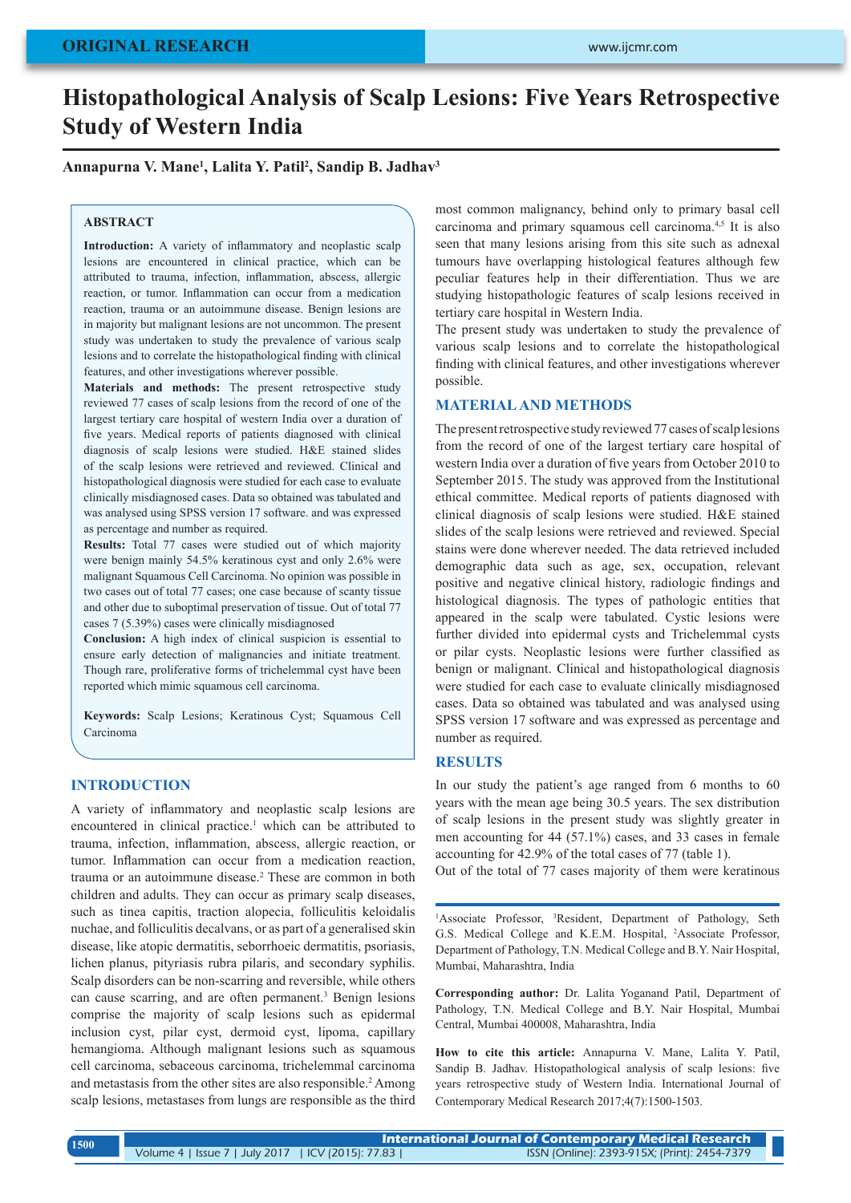ORIGINAL RESEARCH

# Histopathological Analysis of Scalp Lesions: Five Years Retrospective Study of Western India

**Annapurna V. Mane[1], Lalita Y. Patil[2], Sandip B. Jadhav[3]**

## ABSTRACT

**Introduction:** A variety of inflammatory and neoplastic scalp lesions are encountered in clinical practice, which can be attributed to trauma, infection, inflammation, abscess, allergic reaction, or tumor. Inflammation can occur from a medication reaction, trauma or an autoimmune disease. Benign lesions are in majority but malignant lesions are not uncommon. The present study was undertaken to study the prevalence of various scalp lesions and to correlate the histopathological finding with clinical features, and other investigations wherever possible.

**Materials and methods:** The present retrospective study reviewed 77 cases of scalp lesions from the record of one of the largest tertiary care hospital of western India over a duration of five years. Medical reports of patients diagnosed with clinical diagnosis of scalp lesions were studied. H&E stained slides of the scalp lesions were retrieved and reviewed. Clinical and histopathological diagnosis were studied for each case to evaluate clinically misdiagnosed cases. Data so obtained was tabulated and was analysed using SPSS version 17 software. and was expressed as percentage and number as required.

**Results:** Total 77 cases were studied out of which majority were benign mainly 54.5% keratinous cyst and only 2.6% were malignant Squamous Cell Carcinoma. No opinion was possible in two cases out of total 77 cases; one case because of scanty tissue and other due to suboptimal preservation of tissue. Out of total 77 cases 7 (5.39%) cases were clinically misdiagnosed

**Conclusion:** A high index of clinical suspicion is essential to ensure early detection of malignancies and initiate treatment. Though rare, proliferative forms of trichelemmal cyst have been reported which mimic squamous cell carcinoma.

**Keywords:** Scalp Lesions; Keratinous Cyst; Squamous Cell Carcinoma

## INTRODUCTION

A variety of inflammatory and neoplastic scalp lesions are encountered in clinical practice.[1] which can be attributed to trauma, infection, inflammation, abscess, allergic reaction, or tumor. Inflammation can occur from a medication reaction, trauma or an autoimmune disease.[2] These are common in both children and adults. They can occur as primary scalp diseases, such as tinea capitis, traction alopecia, folliculitis keloidalis nuchae, and folliculitis decalvans, or as part of a generalised skin disease, like atopic dermatitis, seborrhoeic dermatitis, psoriasis, lichen planus, pityriasis rubra pilaris, and secondary syphilis. Scalp disorders can be non-scarring and reversible, while others can cause scarring, and are often permanent.[3] Benign lesions comprise the majority of scalp lesions such as epidermal inclusion cyst, pilar cyst, dermoid cyst, lipoma, capillary hemangioma. Although malignant lesions such as squamous cell carcinoma, sebaceous carcinoma, trichelemmal carcinoma and metastasis from the other sites are also responsible.[2] Among scalp lesions, metastases from lungs are responsible as the third most common malignancy, behind only to primary basal cell carcinoma and primary squamous cell carcinoma.[4,5] It is also seen that many lesions arising from this site such as adnexal tumours have overlapping histological features although few peculiar features help in their differentiation. Thus we are studying histopathologic features of scalp lesions received in tertiary care hospital in Western India.

The present study was undertaken to study the prevalence of various scalp lesions and to correlate the histopathological finding with clinical features, and other investigations wherever possible.

## MATERIAL AND METHODS

The present retrospective study reviewed 77 cases of scalp lesions from the record of one of the largest tertiary care hospital of western India over a duration of five years from October 2010 to September 2015. The study was approved from the Institutional ethical committee. Medical reports of patients diagnosed with clinical diagnosis of scalp lesions were studied. H&E stained slides of the scalp lesions were retrieved and reviewed. Special stains were done wherever needed. The data retrieved included demographic data such as age, sex, occupation, relevant positive and negative clinical history, radiologic findings and histological diagnosis. The types of pathologic entities that appeared in the scalp were tabulated. Cystic lesions were further divided into epidermal cysts and Trichelemmal cysts or pilar cysts. Neoplastic lesions were further classified as benign or malignant. Clinical and histopathological diagnosis were studied for each case to evaluate clinically misdiagnosed cases. Data so obtained was tabulated and was analysed using SPSS version 17 software and was expressed as percentage and number as required.

## RESULTS

In our study the patient's age ranged from 6 months to 60 years with the mean age being 30.5 years. The sex distribution of scalp lesions in the present study was slightly greater in men accounting for 44 (57.1%) cases, and 33 cases in female accounting for 42.9% of the total cases of 77 (table 1).

Out of the total of 77 cases majority of them were keratinous

---

[1]Associate Professor, [3]Resident, Department of Pathology, Seth G.S. Medical College and K.E.M. Hospital, [2]Associate Professor, Department of Pathology, T.N. Medical College and B.Y. Nair Hospital, Mumbai, Maharashtra, India

**Corresponding author:** Dr. Lalita Yoganand Patil, Department of Pathology, T.N. Medical College and B.Y. Nair Hospital, Mumbai Central, Mumbai 400008, Maharashtra, India

**How to cite this article:** Annapurna V. Mane, Lalita Y. Patil, Sandip B. Jadhav. Histopathological analysis of scalp lesions: five years retrospective study of Western India. International Journal of Contemporary Medical Research 2017;4(7):1500-1503.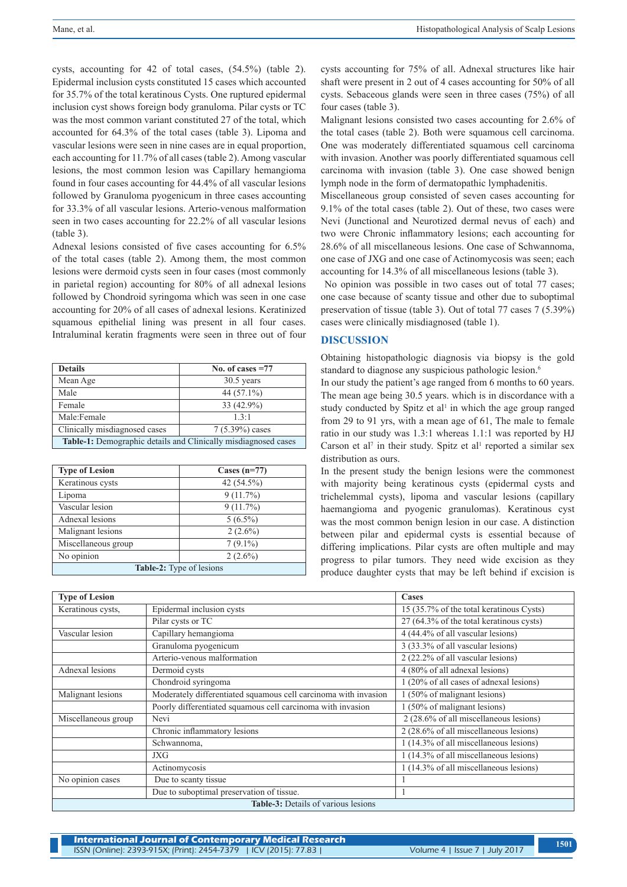cysts, accounting for 42 of total cases, (54.5%) (table 2). Epidermal inclusion cysts constituted 15 cases which accounted for 35.7% of the total keratinous Cysts. One ruptured epidermal inclusion cyst shows foreign body granuloma. Pilar cysts or TC was the most common variant constituted 27 of the total, which accounted for 64.3% of the total cases (table 3). Lipoma and vascular lesions were seen in nine cases are in equal proportion, each accounting for 11.7% of all cases (table 2). Among vascular lesions, the most common lesion was Capillary hemangioma found in four cases accounting for 44.4% of all vascular lesions followed by Granuloma pyogenicum in three cases accounting for 33.3% of all vascular lesions. Arterio-venous malformation seen in two cases accounting for 22.2% of all vascular lesions (table 3).

Adnexal lesions consisted of five cases accounting for 6.5% of the total cases (table 2). Among them, the most common lesions were dermoid cysts seen in four cases (most commonly in parietal region) accounting for 80% of all adnexal lesions followed by Chondroid syringoma which was seen in one case accounting for 20% of all cases of adnexal lesions. Keratinized squamous epithelial lining was present in all four cases. Intraluminal keratin fragments were seen in three out of four cysts accounting for 75% of all. Adnexal structures like hair shaft were present in 2 out of 4 cases accounting for 50% of all cysts. Sebaceous glands were seen in three cases (75%) of all four cases (table 3).

Malignant lesions consisted two cases accounting for 2.6% of the total cases (table 2). Both were squamous cell carcinoma. One was moderately differentiated squamous cell carcinoma with invasion. Another was poorly differentiated squamous cell carcinoma with invasion (table 3). One case showed benign lymph node in the form of dermatopathic lymphadenitis.

Miscellaneous group consisted of seven cases accounting for 9.1% of the total cases (table 2). Out of these, two cases were Nevi (Junctional and Neurotized dermal nevus of each) and two were Chronic inflammatory lesions; each accounting for 28.6% of all miscellaneous lesions. One case of Schwannoma, one case of JXG and one case of Actinomycosis was seen; each accounting for 14.3% of all miscellaneous lesions (table 3).

No opinion was possible in two cases out of total 77 cases; one case because of scanty tissue and other due to suboptimal preservation of tissue (table 3). Out of total 77 cases 7 (5.39%) cases were clinically misdiagnosed (table 1).

| Details | No. of cases =77 |
|---|---|
| Mean Age | 30.5 years |
| Male | 44 (57.1%) |
| Female | 33 (42.9%) |
| Male:Female | 1.3:1 |
| Clinically misdiagnosed cases | 7 (5.39%) cases |

**Table-1:** Demographic details and Clinically misdiagnosed cases

| Type of Lesion | Cases (n=77) |
|---|---|
| Keratinous cysts | 42 (54.5%) |
| Lipoma | 9 (11.7%) |
| Vascular lesion | 9 (11.7%) |
| Adnexal lesions | 5 (6.5%) |
| Malignant lesions | 2 (2.6%) |
| Miscellaneous group | 7 (9.1%) |
| No opinion | 2 (2.6%) |

**Table-2:** Type of lesions

## DISCUSSION

Obtaining histopathologic diagnosis via biopsy is the gold standard to diagnose any suspicious pathologic lesion.[6]

In our study the patient's age ranged from 6 months to 60 years. The mean age being 30.5 years. which is in discordance with a study conducted by Spitz et al[1] in which the age group ranged from 29 to 91 yrs, with a mean age of 61, The male to female ratio in our study was 1.3:1 whereas 1.1:1 was reported by HJ Carson et al[7] in their study. Spitz et al[1] reported a similar sex distribution as ours.

In the present study the benign lesions were the commonest with majority being keratinous cysts (epidermal cysts and trichelemmal cysts), lipoma and vascular lesions (capillary haemangioma and pyogenic granulomas). Keratinous cyst was the most common benign lesion in our case. A distinction between pilar and epidermal cysts is essential because of differing implications. Pilar cysts are often multiple and may progress to pilar tumors. They need wide excision as they produce daughter cysts that may be left behind if excision is

| Type of Lesion | | Cases |
|---|---|---|
| Keratinous cysts, | Epidermal inclusion cysts | 15 (35.7% of the total keratinous Cysts) |
| | Pilar cysts or TC | 27 (64.3% of the total keratinous cysts) |
| Vascular lesion | Capillary hemangioma | 4 (44.4% of all vascular lesions) |
| | Granuloma pyogenicum | 3 (33.3% of all vascular lesions) |
| | Arterio-venous malformation | 2 (22.2% of all vascular lesions) |
| Adnexal lesions | Dermoid cysts | 4 (80% of all adnexal lesions) |
| | Chondroid syringoma | 1 (20% of all cases of adnexal lesions) |
| Malignant lesions | Moderately differentiated squamous cell carcinoma with invasion | 1 (50% of malignant lesions) |
| | Poorly differentiated squamous cell carcinoma with invasion | 1 (50% of malignant lesions) |
| Miscellaneous group | Nevi | 2 (28.6% of all miscellaneous lesions) |
| | Chronic inflammatory lesions | 2 (28.6% of all miscellaneous lesions) |
| | Schwannoma, | 1 (14.3% of all miscellaneous lesions) |
| | JXG | 1 (14.3% of all miscellaneous lesions) |
| | Actinomycosis | 1 (14.3% of all miscellaneous lesions) |
| No opinion cases | Due to scanty tissue | 1 |
| | Due to suboptimal preservation of tissue. | 1 |

**Table-3:** Details of various lesions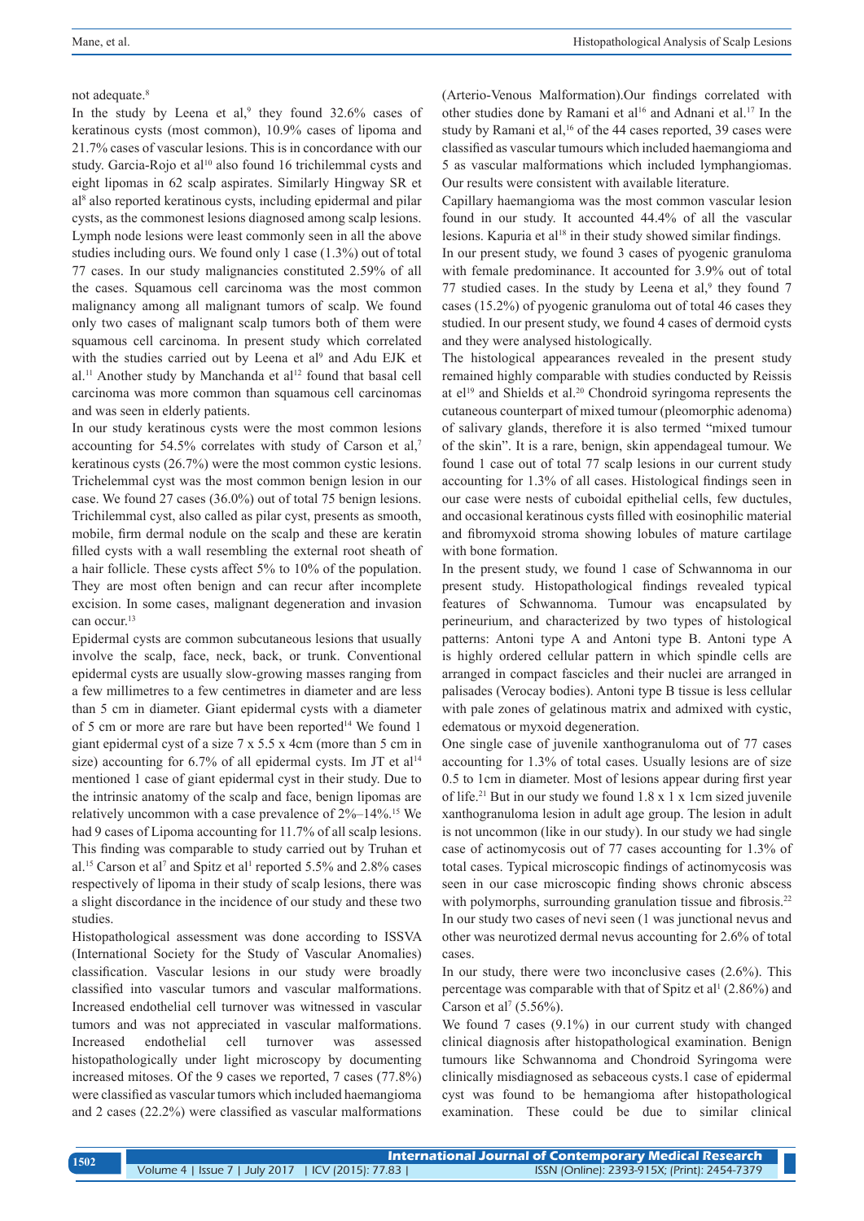not adequate.[8]

In the study by Leena et al,[9] they found 32.6% cases of keratinous cysts (most common), 10.9% cases of lipoma and 21.7% cases of vascular lesions. This is in concordance with our study. Garcia-Rojo et al[10] also found 16 trichilemmal cysts and eight lipomas in 62 scalp aspirates. Similarly Hingway SR et al[8] also reported keratinous cysts, including epidermal and pilar cysts, as the commonest lesions diagnosed among scalp lesions. Lymph node lesions were least commonly seen in all the above studies including ours. We found only 1 case (1.3%) out of total 77 cases. In our study malignancies constituted 2.59% of all the cases. Squamous cell carcinoma was the most common malignancy among all malignant tumors of scalp. We found only two cases of malignant scalp tumors both of them were squamous cell carcinoma. In present study which correlated with the studies carried out by Leena et al[9] and Adu EJK et al.[11] Another study by Manchanda et al[12] found that basal cell carcinoma was more common than squamous cell carcinomas and was seen in elderly patients.

In our study keratinous cysts were the most common lesions accounting for 54.5% correlates with study of Carson et al,[7] keratinous cysts (26.7%) were the most common cystic lesions. Trichelemmal cyst was the most common benign lesion in our case. We found 27 cases (36.0%) out of total 75 benign lesions. Trichilemmal cyst, also called as pilar cyst, presents as smooth, mobile, firm dermal nodule on the scalp and these are keratin filled cysts with a wall resembling the external root sheath of a hair follicle. These cysts affect 5% to 10% of the population. They are most often benign and can recur after incomplete excision. In some cases, malignant degeneration and invasion can occur.[13]

Epidermal cysts are common subcutaneous lesions that usually involve the scalp, face, neck, back, or trunk. Conventional epidermal cysts are usually slow-growing masses ranging from a few millimetres to a few centimetres in diameter and are less than 5 cm in diameter. Giant epidermal cysts with a diameter of 5 cm or more are rare but have been reported[14] We found 1 giant epidermal cyst of a size 7 x 5.5 x 4cm (more than 5 cm in size) accounting for 6.7% of all epidermal cysts. Im JT et al[14] mentioned 1 case of giant epidermal cyst in their study. Due to the intrinsic anatomy of the scalp and face, benign lipomas are relatively uncommon with a case prevalence of 2%–14%.[15] We had 9 cases of Lipoma accounting for 11.7% of all scalp lesions. This finding was comparable to study carried out by Truhan et al.[15] Carson et al[7] and Spitz et al[1] reported 5.5% and 2.8% cases respectively of lipoma in their study of scalp lesions, there was a slight discordance in the incidence of our study and these two studies.

Histopathological assessment was done according to ISSVA (International Society for the Study of Vascular Anomalies) classification. Vascular lesions in our study were broadly classified into vascular tumors and vascular malformations. Increased endothelial cell turnover was witnessed in vascular tumors and was not appreciated in vascular malformations. Increased endothelial cell turnover was assessed histopathologically under light microscopy by documenting increased mitoses. Of the 9 cases we reported, 7 cases (77.8%) were classified as vascular tumors which included haemangioma and 2 cases (22.2%) were classified as vascular malformations (Arterio-Venous Malformation).Our findings correlated with other studies done by Ramani et al[16] and Adnani et al.[17] In the study by Ramani et al,[16] of the 44 cases reported, 39 cases were classified as vascular tumours which included haemangioma and 5 as vascular malformations which included lymphangiomas. Our results were consistent with available literature.

Capillary haemangioma was the most common vascular lesion found in our study. It accounted 44.4% of all the vascular lesions. Kapuria et al[18] in their study showed similar findings.

In our present study, we found 3 cases of pyogenic granuloma with female predominance. It accounted for 3.9% out of total 77 studied cases. In the study by Leena et al,[9] they found 7 cases (15.2%) of pyogenic granuloma out of total 46 cases they studied. In our present study, we found 4 cases of dermoid cysts and they were analysed histologically.

The histological appearances revealed in the present study remained highly comparable with studies conducted by Reissis at el[19] and Shields et al.[20] Chondroid syringoma represents the cutaneous counterpart of mixed tumour (pleomorphic adenoma) of salivary glands, therefore it is also termed "mixed tumour of the skin". It is a rare, benign, skin appendageal tumour. We found 1 case out of total 77 scalp lesions in our current study accounting for 1.3% of all cases. Histological findings seen in our case were nests of cuboidal epithelial cells, few ductules, and occasional keratinous cysts filled with eosinophilic material and fibromyxoid stroma showing lobules of mature cartilage with bone formation.

In the present study, we found 1 case of Schwannoma in our present study. Histopathological findings revealed typical features of Schwannoma. Tumour was encapsulated by perineurium, and characterized by two types of histological patterns: Antoni type A and Antoni type B. Antoni type A is highly ordered cellular pattern in which spindle cells are arranged in compact fascicles and their nuclei are arranged in palisades (Verocay bodies). Antoni type B tissue is less cellular with pale zones of gelatinous matrix and admixed with cystic, edematous or myxoid degeneration.

One single case of juvenile xanthogranuloma out of 77 cases accounting for 1.3% of total cases. Usually lesions are of size 0.5 to 1cm in diameter. Most of lesions appear during first year of life.[21] But in our study we found 1.8 x 1 x 1cm sized juvenile xanthogranuloma lesion in adult age group. The lesion in adult is not uncommon (like in our study). In our study we had single case of actinomycosis out of 77 cases accounting for 1.3% of total cases. Typical microscopic findings of actinomycosis was seen in our case microscopic finding shows chronic abscess with polymorphs, surrounding granulation tissue and fibrosis.[22]

In our study two cases of nevi seen (1 was junctional nevus and other was neurotized dermal nevus accounting for 2.6% of total cases.

In our study, there were two inconclusive cases (2.6%). This percentage was comparable with that of Spitz et al[1] (2.86%) and Carson et al[7] (5.56%).

We found 7 cases (9.1%) in our current study with changed clinical diagnosis after histopathological examination. Benign tumours like Schwannoma and Chondroid Syringoma were clinically misdiagnosed as sebaceous cysts.1 case of epidermal cyst was found to be hemangioma after histopathological examination. These could be due to similar clinical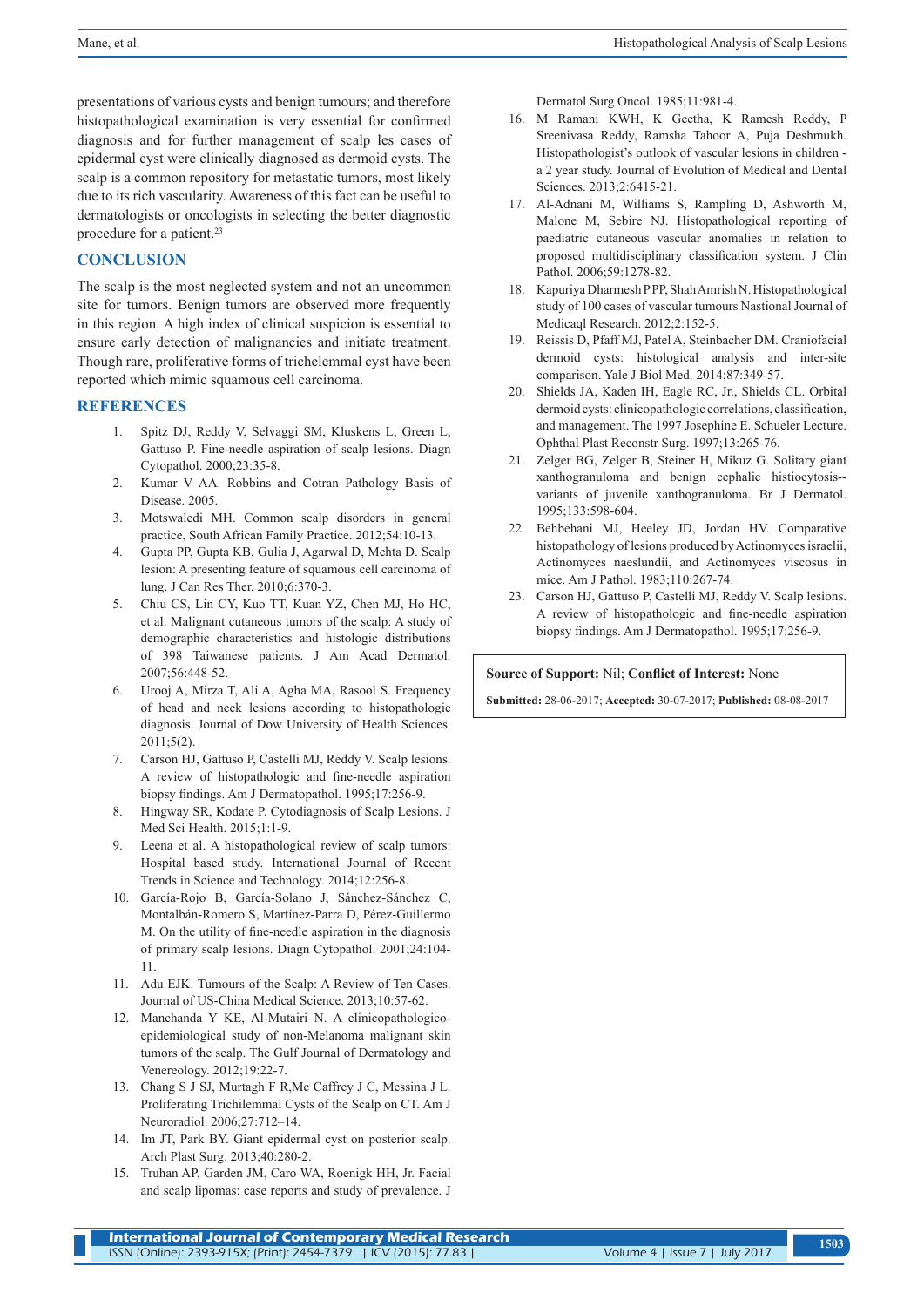presentations of various cysts and benign tumours; and therefore histopathological examination is very essential for confirmed diagnosis and for further management of scalp les cases of epidermal cyst were clinically diagnosed as dermoid cysts. The scalp is a common repository for metastatic tumors, most likely due to its rich vascularity. Awareness of this fact can be useful to dermatologists or oncologists in selecting the better diagnostic procedure for a patient.[23]

## CONCLUSION

The scalp is the most neglected system and not an uncommon site for tumors. Benign tumors are observed more frequently in this region. A high index of clinical suspicion is essential to ensure early detection of malignancies and initiate treatment. Though rare, proliferative forms of trichelemmal cyst have been reported which mimic squamous cell carcinoma.

## REFERENCES

1. Spitz DJ, Reddy V, Selvaggi SM, Kluskens L, Green L, Gattuso P. Fine-needle aspiration of scalp lesions. Diagn Cytopathol. 2000;23:35-8.
2. Kumar V AA. Robbins and Cotran Pathology Basis of Disease. 2005.
3. Motswaledi MH. Common scalp disorders in general practice, South African Family Practice. 2012;54:10-13.
4. Gupta PP, Gupta KB, Gulia J, Agarwal D, Mehta D. Scalp lesion: A presenting feature of squamous cell carcinoma of lung. J Can Res Ther. 2010;6:370-3.
5. Chiu CS, Lin CY, Kuo TT, Kuan YZ, Chen MJ, Ho HC, et al. Malignant cutaneous tumors of the scalp: A study of demographic characteristics and histologic distributions of 398 Taiwanese patients. J Am Acad Dermatol. 2007;56:448-52.
6. Urooj A, Mirza T, Ali A, Agha MA, Rasool S. Frequency of head and neck lesions according to histopathologic diagnosis. Journal of Dow University of Health Sciences. 2011;5(2).
7. Carson HJ, Gattuso P, Castelli MJ, Reddy V. Scalp lesions. A review of histopathologic and fine-needle aspiration biopsy findings. Am J Dermatopathol. 1995;17:256-9.
8. Hingway SR, Kodate P. Cytodiagnosis of Scalp Lesions. J Med Sci Health. 2015;1:1-9.
9. Leena et al. A histopathological review of scalp tumors: Hospital based study. International Journal of Recent Trends in Science and Technology. 2014;12:256-8.
10. García-Rojo B, García-Solano J, Sánchez-Sánchez C, Montalbán-Romero S, Martínez-Parra D, Pérez-Guillermo M. On the utility of fine-needle aspiration in the diagnosis of primary scalp lesions. Diagn Cytopathol. 2001;24:104-11.
11. Adu EJK. Tumours of the Scalp: A Review of Ten Cases. Journal of US-China Medical Science. 2013;10:57-62.
12. Manchanda Y KE, Al-Mutairi N. A clinicopathologico-epidemiological study of non-Melanoma malignant skin tumors of the scalp. The Gulf Journal of Dermatology and Venereology. 2012;19:22-7.
13. Chang S J SJ, Murtagh F R,Mc Caffrey J C, Messina J L. Proliferating Trichilemmal Cysts of the Scalp on CT. Am J Neuroradiol. 2006;27:712–14.
14. Im JT, Park BY. Giant epidermal cyst on posterior scalp. Arch Plast Surg. 2013;40:280-2.
15. Truhan AP, Garden JM, Caro WA, Roenigk HH, Jr. Facial and scalp lipomas: case reports and study of prevalence. J Dermatol Surg Oncol. 1985;11:981-4.
16. M Ramani KWH, K Geetha, K Ramesh Reddy, P Sreenivasa Reddy, Ramsha Tahoor A, Puja Deshmukh. Histopathologist's outlook of vascular lesions in children - a 2 year study. Journal of Evolution of Medical and Dental Sciences. 2013;2:6415-21.
17. Al-Adnani M, Williams S, Rampling D, Ashworth M, Malone M, Sebire NJ. Histopathological reporting of paediatric cutaneous vascular anomalies in relation to proposed multidisciplinary classification system. J Clin Pathol. 2006;59:1278-82.
18. Kapuriya Dharmesh P PP, Shah Amrish N. Histopathological study of 100 cases of vascular tumours Nastional Journal of Medicaql Research. 2012;2:152-5.
19. Reissis D, Pfaff MJ, Patel A, Steinbacher DM. Craniofacial dermoid cysts: histological analysis and inter-site comparison. Yale J Biol Med. 2014;87:349-57.
20. Shields JA, Kaden IH, Eagle RC, Jr., Shields CL. Orbital dermoid cysts: clinicopathologic correlations, classification, and management. The 1997 Josephine E. Schueler Lecture. Ophthal Plast Reconstr Surg. 1997;13:265-76.
21. Zelger BG, Zelger B, Steiner H, Mikuz G. Solitary giant xanthogranuloma and benign cephalic histiocytosis--variants of juvenile xanthogranuloma. Br J Dermatol. 1995;133:598-604.
22. Behbehani MJ, Heeley JD, Jordan HV. Comparative histopathology of lesions produced by Actinomyces israelii, Actinomyces naeslundii, and Actinomyces viscosus in mice. Am J Pathol. 1983;110:267-74.
23. Carson HJ, Gattuso P, Castelli MJ, Reddy V. Scalp lesions. A review of histopathologic and fine-needle aspiration biopsy findings. Am J Dermatopathol. 1995;17:256-9.

**Source of Support:** Nil; **Conflict of Interest:** None

**Submitted:** 28-06-2017; **Accepted:** 30-07-2017; **Published:** 08-08-2017